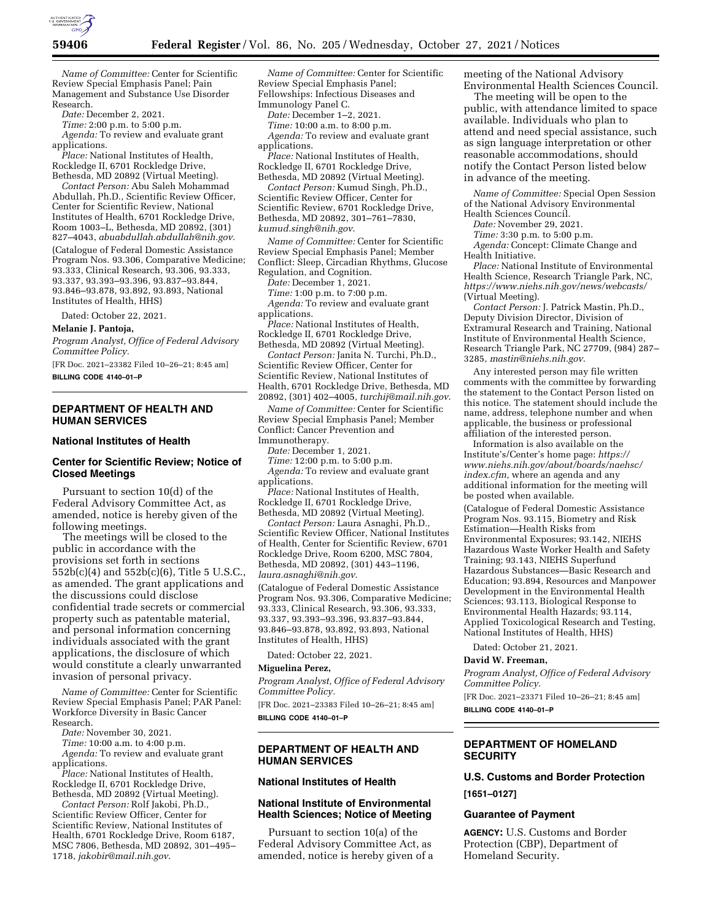*Name of Committee:* Center for Scientific Review Special Emphasis Panel; Pain Management and Substance Use Disorder Research.

*Date:* December 2, 2021.

*Time:* 2:00 p.m. to 5:00 p.m.

*Agenda:* To review and evaluate grant applications.

*Place:* National Institutes of Health, Rockledge II, 6701 Rockledge Drive, Bethesda, MD 20892 (Virtual Meeting).

*Contact Person:* Abu Saleh Mohammad Abdullah, Ph.D., Scientific Review Officer, Center for Scientific Review, National Institutes of Health, 6701 Rockledge Drive, Room 1003–L, Bethesda, MD 20892, (301) 827–4043, *abuabdullah.abdullah@nih.gov.*

(Catalogue of Federal Domestic Assistance Program Nos. 93.306, Comparative Medicine; 93.333, Clinical Research, 93.306, 93.333, 93.337, 93.393–93.396, 93.837–93.844, 93.846–93.878, 93.892, 93.893, National Institutes of Health, HHS)

Dated: October 22, 2021.

**Melanie J. Pantoja,**

*Program Analyst, Office of Federal Advisory Committee Policy.*

[FR Doc. 2021–23382 Filed 10–26–21; 8:45 am]

**BILLING CODE 4140–01–P**

## DEPARTMENT OF HEALTH AND HUMAN SERVICES

### National Institutes of Health

### Center for Scientific Review; Notice of Closed Meetings

Pursuant to section 10(d) of the Federal Advisory Committee Act, as amended, notice is hereby given of the following meetings.

The meetings will be closed to the public in accordance with the provisions set forth in sections 552b(c)(4) and 552b(c)(6), Title 5 U.S.C., as amended. The grant applications and the discussions could disclose confidential trade secrets or commercial property such as patentable material, and personal information concerning individuals associated with the grant applications, the disclosure of which would constitute a clearly unwarranted invasion of personal privacy.

*Name of Committee:* Center for Scientific Review Special Emphasis Panel; PAR Panel: Workforce Diversity in Basic Cancer Research.

*Date:* November 30, 2021.

*Time:* 10:00 a.m. to 4:00 p.m.

*Agenda:* To review and evaluate grant applications.

*Place:* National Institutes of Health, Rockledge II, 6701 Rockledge Drive, Bethesda, MD 20892 (Virtual Meeting).

*Contact Person:* Rolf Jakobi, Ph.D., Scientific Review Officer, Center for Scientific Review, National Institutes of Health, 6701 Rockledge Drive, Room 6187, MSC 7806, Bethesda, MD 20892, 301–495–1718, *jakobir@mail.nih.gov.*

*Name of Committee:* Center for Scientific Review Special Emphasis Panel; Fellowships: Infectious Diseases and Immunology Panel C.

*Date:* December 1–2, 2021.

*Time:* 10:00 a.m. to 8:00 p.m.

*Agenda:* To review and evaluate grant applications.

*Place:* National Institutes of Health, Rockledge II, 6701 Rockledge Drive, Bethesda, MD 20892 (Virtual Meeting).

*Contact Person:* Kumud Singh, Ph.D., Scientific Review Officer, Center for Scientific Review, 6701 Rockledge Drive, Bethesda, MD 20892, 301–761–7830, *kumud.singh@nih.gov*.

*Name of Committee:* Center for Scientific Review Special Emphasis Panel; Member Conflict: Sleep, Circadian Rhythms, Glucose Regulation, and Cognition.

*Date:* December 1, 2021.

*Time:* 1:00 p.m. to 7:00 p.m.

*Agenda:* To review and evaluate grant applications.

*Place:* National Institutes of Health, Rockledge II, 6701 Rockledge Drive, Bethesda, MD 20892 (Virtual Meeting).

*Contact Person:* Janita N. Turchi, Ph.D., Scientific Review Officer, Center for Scientific Review, National Institutes of Health, 6701 Rockledge Drive, Bethesda, MD 20892, (301) 402–4005, *turchij@mail.nih.gov*.

*Name of Committee:* Center for Scientific Review Special Emphasis Panel; Member Conflict: Cancer Prevention and Immunotherapy.

*Date:* December 1, 2021.

*Time:* 12:00 p.m. to 5:00 p.m.

*Agenda:* To review and evaluate grant applications.

*Place:* National Institutes of Health, Rockledge II, 6701 Rockledge Drive, Bethesda, MD 20892 (Virtual Meeting).

*Contact Person:* Laura Asnaghi, Ph.D., Scientific Review Officer, National Institutes of Health, Center for Scientific Review, 6701 Rockledge Drive, Room 6200, MSC 7804, Bethesda, MD 20892, (301) 443–1196, *laura.asnaghi@nih.gov*.

(Catalogue of Federal Domestic Assistance Program Nos. 93.306, Comparative Medicine; 93.333, Clinical Research, 93.306, 93.333, 93.337, 93.393–93.396, 93.837–93.844, 93.846–93.878, 93.892, 93.893, National Institutes of Health, HHS)

Dated: October 22, 2021.

**Miguelina Perez,**

*Program Analyst, Office of Federal Advisory Committee Policy.*

[FR Doc. 2021–23383 Filed 10–26–21; 8:45 am]

**BILLING CODE 4140–01–P**

## DEPARTMENT OF HEALTH AND HUMAN SERVICES

### National Institutes of Health

### National Institute of Environmental Health Sciences; Notice of Meeting

Pursuant to section 10(a) of the Federal Advisory Committee Act, as amended, notice is hereby given of a meeting of the National Advisory Environmental Health Sciences Council.

The meeting will be open to the public, with attendance limited to space available. Individuals who plan to attend and need special assistance, such as sign language interpretation or other reasonable accommodations, should notify the Contact Person listed below in advance of the meeting.

*Name of Committee:* Special Open Session of the National Advisory Environmental Health Sciences Council.

*Date:* November 29, 2021.

*Time:* 3:30 p.m. to 5:00 p.m.

*Agenda:* Concept: Climate Change and Health Initiative.

*Place:* National Institute of Environmental Health Science, Research Triangle Park, NC, *https://www.niehs.nih.gov/news/webcasts/* (Virtual Meeting).

*Contact Person:* J. Patrick Mastin, Ph.D., Deputy Division Director, Division of Extramural Research and Training, National Institute of Environmental Health Science, Research Triangle Park, NC 27709, (984) 287–3285, *mastin@niehs.nih.gov*.

Any interested person may file written comments with the committee by forwarding the statement to the Contact Person listed on this notice. The statement should include the name, address, telephone number and when applicable, the business or professional affiliation of the interested person.

Information is also available on the Institute's/Center's home page: *https://www.niehs.nih.gov/about/boards/naehsc/index.cfm,* where an agenda and any additional information for the meeting will be posted when available.

(Catalogue of Federal Domestic Assistance Program Nos. 93.115, Biometry and Risk Estimation—Health Risks from Environmental Exposures; 93.142, NIEHS Hazardous Waste Worker Health and Safety Training; 93.143, NIEHS Superfund Hazardous Substances—Basic Research and Education; 93.894, Resources and Manpower Development in the Environmental Health Sciences; 93.113, Biological Response to Environmental Health Hazards; 93.114, Applied Toxicological Research and Testing, National Institutes of Health, HHS)

Dated: October 21, 2021.

**David W. Freeman,**

*Program Analyst, Office of Federal Advisory Committee Policy.*

[FR Doc. 2021–23371 Filed 10–26–21; 8:45 am]

**BILLING CODE 4140–01–P**

## DEPARTMENT OF HOMELAND SECURITY

### U.S. Customs and Border Protection

**[1651–0127]**

### Guarantee of Payment

**AGENCY:** U.S. Customs and Border Protection (CBP), Department of Homeland Security.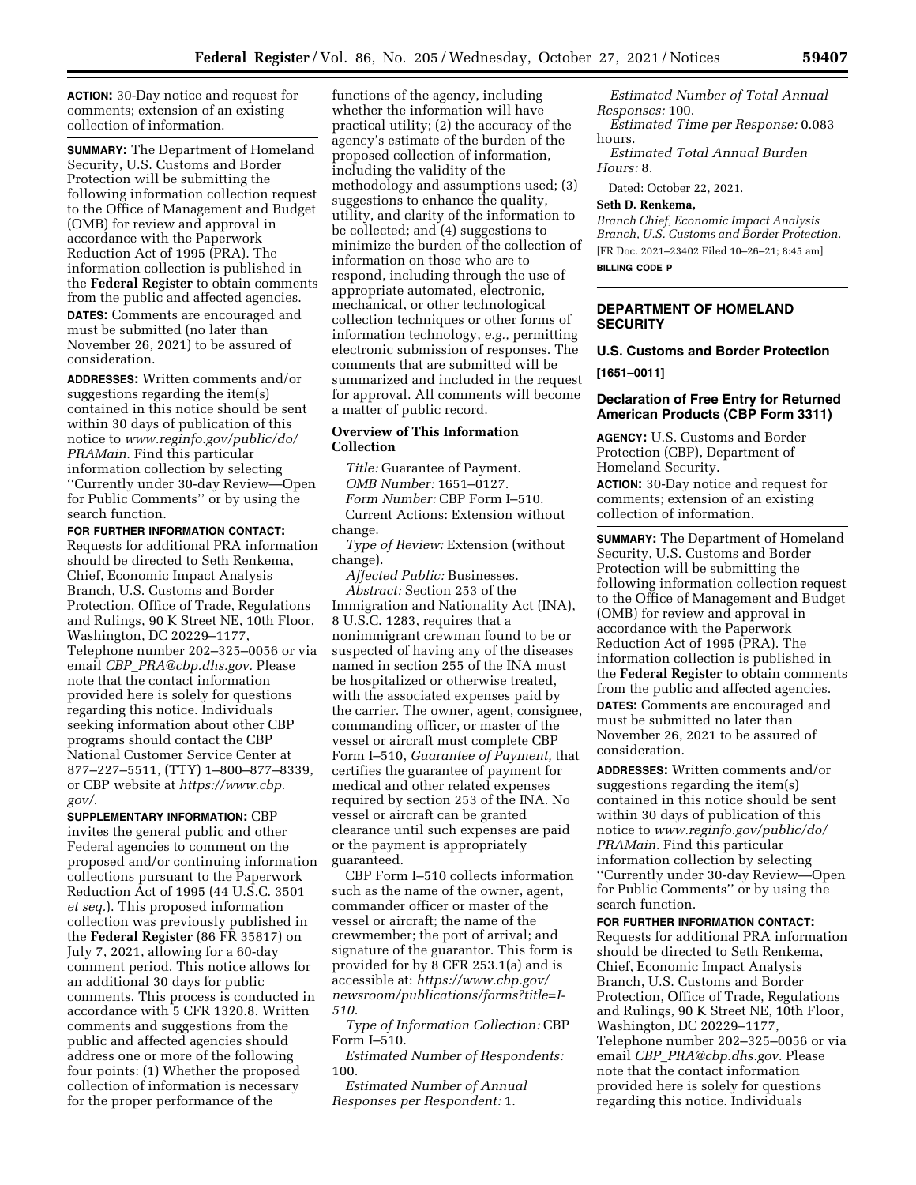**ACTION:** 30-Day notice and request for comments; extension of an existing collection of information.

**SUMMARY:** The Department of Homeland Security, U.S. Customs and Border Protection will be submitting the following information collection request to the Office of Management and Budget (OMB) for review and approval in accordance with the Paperwork Reduction Act of 1995 (PRA). The information collection is published in the **Federal Register** to obtain comments from the public and affected agencies.

**DATES:** Comments are encouraged and must be submitted (no later than November 26, 2021) to be assured of consideration.

**ADDRESSES:** Written comments and/or suggestions regarding the item(s) contained in this notice should be sent within 30 days of publication of this notice to *www.reginfo.gov/public/do/PRAMain.* Find this particular information collection by selecting ''Currently under 30-day Review—Open for Public Comments'' or by using the search function.

**FOR FURTHER INFORMATION CONTACT:** Requests for additional PRA information should be directed to Seth Renkema, Chief, Economic Impact Analysis Branch, U.S. Customs and Border Protection, Office of Trade, Regulations and Rulings, 90 K Street NE, 10th Floor, Washington, DC 20229–1177, Telephone number 202–325–0056 or via email *CBP_PRA@cbp.dhs.gov.* Please note that the contact information provided here is solely for questions regarding this notice. Individuals seeking information about other CBP programs should contact the CBP National Customer Service Center at 877–227–5511, (TTY) 1–800–877–8339, or CBP website at *https://www.cbp.gov/.*

**SUPPLEMENTARY INFORMATION:** CBP invites the general public and other Federal agencies to comment on the proposed and/or continuing information collections pursuant to the Paperwork Reduction Act of 1995 (44 U.S.C. 3501 *et seq.*). This proposed information collection was previously published in the **Federal Register** (86 FR 35817) on July 7, 2021, allowing for a 60-day comment period. This notice allows for an additional 30 days for public comments. This process is conducted in accordance with 5 CFR 1320.8. Written comments and suggestions from the public and affected agencies should address one or more of the following four points: (1) Whether the proposed collection of information is necessary for the proper performance of the functions of the agency, including whether the information will have practical utility; (2) the accuracy of the agency's estimate of the burden of the proposed collection of information, including the validity of the methodology and assumptions used; (3) suggestions to enhance the quality, utility, and clarity of the information to be collected; and (4) suggestions to minimize the burden of the collection of information on those who are to respond, including through the use of appropriate automated, electronic, mechanical, or other technological collection techniques or other forms of information technology, *e.g.,* permitting electronic submission of responses. The comments that are submitted will be summarized and included in the request for approval. All comments will become a matter of public record.

**Overview of This Information Collection**

*Title:* Guarantee of Payment.

*OMB Number:* 1651–0127.

*Form Number:* CBP Form I–510.

Current Actions: Extension without change.

*Type of Review:* Extension (without change).

*Affected Public:* Businesses.

*Abstract:* Section 253 of the Immigration and Nationality Act (INA), 8 U.S.C. 1283, requires that a nonimmigrant crewman found to be or suspected of having any of the diseases named in section 255 of the INA must be hospitalized or otherwise treated, with the associated expenses paid by the carrier. The owner, agent, consignee, commanding officer, or master of the vessel or aircraft must complete CBP Form I–510, *Guarantee of Payment,* that certifies the guarantee of payment for medical and other related expenses required by section 253 of the INA. No vessel or aircraft can be granted clearance until such expenses are paid or the payment is appropriately guaranteed.

CBP Form I–510 collects information such as the name of the owner, agent, commander officer or master of the vessel or aircraft; the name of the crewmember; the port of arrival; and signature of the guarantor. This form is provided for by 8 CFR 253.1(a) and is accessible at: *https://www.cbp.gov/newsroom/publications/forms?title=I-510.*

*Type of Information Collection:* CBP Form I–510.

*Estimated Number of Respondents:* 100.

*Estimated Number of Annual Responses per Respondent:* 1.

*Estimated Number of Total Annual Responses:* 100.

*Estimated Time per Response:* 0.083 hours.

*Estimated Total Annual Burden Hours:* 8.

Dated: October 22, 2021.

**Seth D. Renkema,**

*Branch Chief, Economic Impact Analysis Branch, U.S. Customs and Border Protection.*

[FR Doc. 2021–23402 Filed 10–26–21; 8:45 am]

**BILLING CODE P**

## DEPARTMENT OF HOMELAND SECURITY

### U.S. Customs and Border Protection

**[1651–0011]**

### Declaration of Free Entry for Returned American Products (CBP Form 3311)

**AGENCY:** U.S. Customs and Border Protection (CBP), Department of Homeland Security.

**ACTION:** 30-Day notice and request for comments; extension of an existing collection of information.

**SUMMARY:** The Department of Homeland Security, U.S. Customs and Border Protection will be submitting the following information collection request to the Office of Management and Budget (OMB) for review and approval in accordance with the Paperwork Reduction Act of 1995 (PRA). The information collection is published in the **Federal Register** to obtain comments from the public and affected agencies.

**DATES:** Comments are encouraged and must be submitted no later than November 26, 2021 to be assured of consideration.

**ADDRESSES:** Written comments and/or suggestions regarding the item(s) contained in this notice should be sent within 30 days of publication of this notice to *www.reginfo.gov/public/do/PRAMain.* Find this particular information collection by selecting ''Currently under 30-day Review—Open for Public Comments'' or by using the search function.

**FOR FURTHER INFORMATION CONTACT:** Requests for additional PRA information should be directed to Seth Renkema, Chief, Economic Impact Analysis Branch, U.S. Customs and Border Protection, Office of Trade, Regulations and Rulings, 90 K Street NE, 10th Floor, Washington, DC 20229–1177, Telephone number 202–325–0056 or via email *CBP_PRA@cbp.dhs.gov.* Please note that the contact information provided here is solely for questions regarding this notice. Individuals